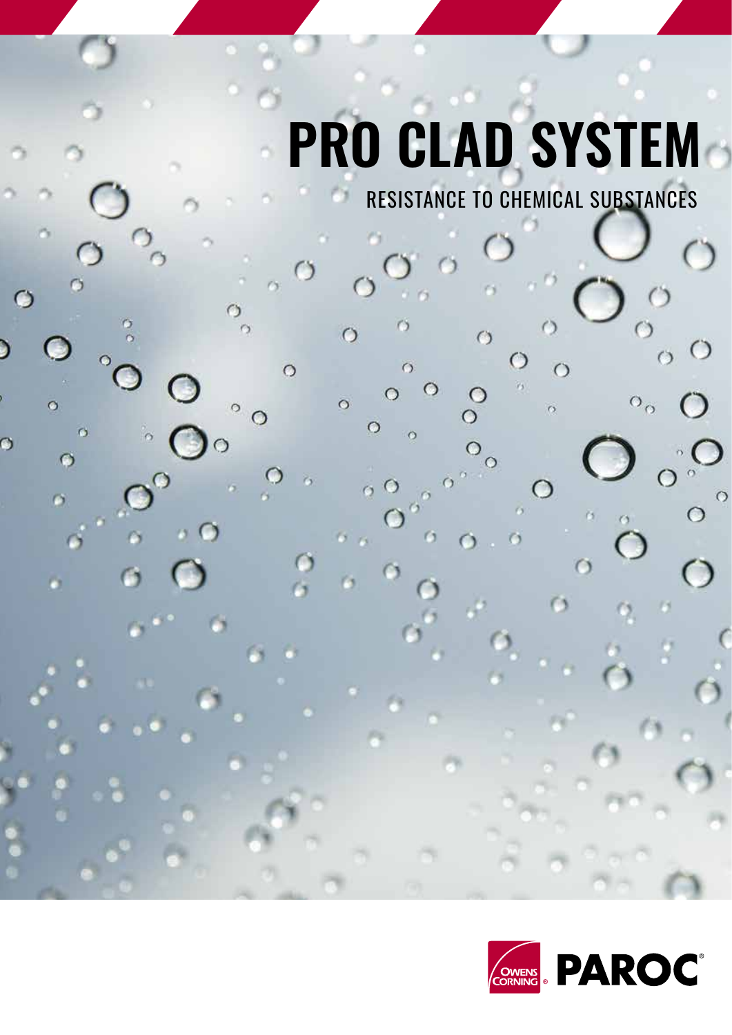# PRO CLAD SYSTEM

RESISTANCE TO CHEMICAL SUBSTANCES

OWENS CORNING PAROC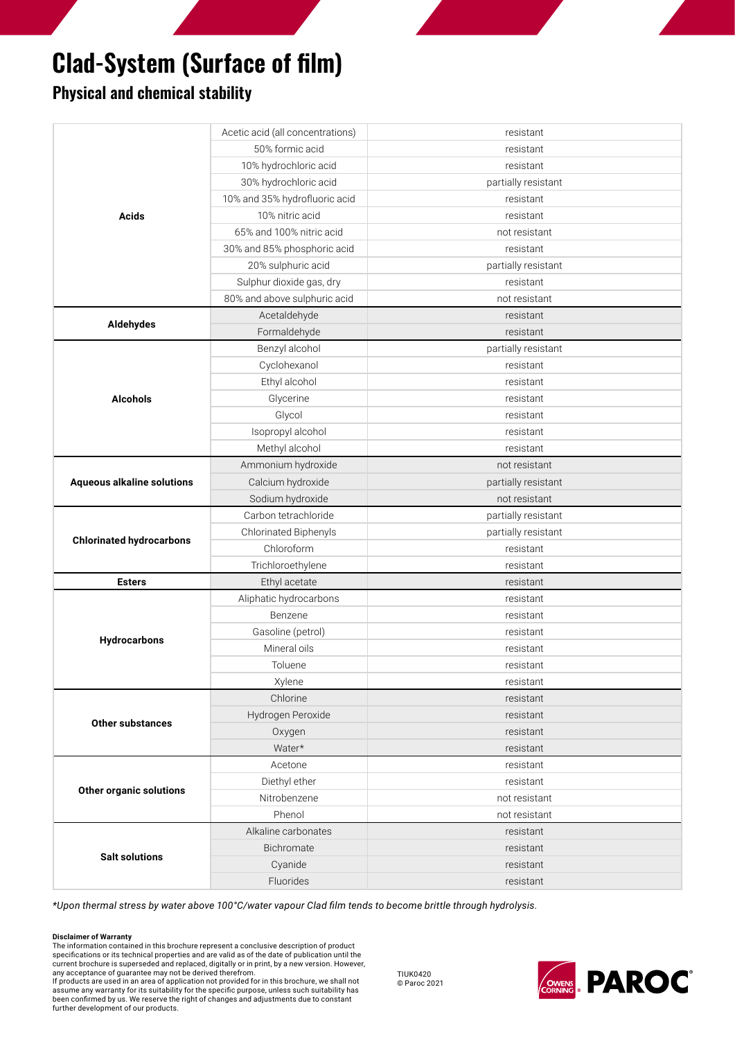# Clad-System (Surface of film)

## Physical and chemical stability

| | | |
|---|---|---|
| **Acids** | Acetic acid (all concentrations) | resistant |
| | 50% formic acid | resistant |
| | 10% hydrochloric acid | resistant |
| | 30% hydrochloric acid | partially resistant |
| | 10% and 35% hydrofluoric acid | resistant |
| | 10% nitric acid | resistant |
| | 65% and 100% nitric acid | not resistant |
| | 30% and 85% phosphoric acid | resistant |
| | 20% sulphuric acid | partially resistant |
| | Sulphur dioxide gas, dry | resistant |
| | 80% and above sulphuric acid | not resistant |
| **Aldehydes** | Acetaldehyde | resistant |
| | Formaldehyde | resistant |
| **Alcohols** | Benzyl alcohol | partially resistant |
| | Cyclohexanol | resistant |
| | Ethyl alcohol | resistant |
| | Glycerine | resistant |
| | Glycol | resistant |
| | Isopropyl alcohol | resistant |
| | Methyl alcohol | resistant |
| **Aqueous alkaline solutions** | Ammonium hydroxide | not resistant |
| | Calcium hydroxide | partially resistant |
| | Sodium hydroxide | not resistant |
| **Chlorinated hydrocarbons** | Carbon tetrachloride | partially resistant |
| | Chlorinated Biphenyls | partially resistant |
| | Chloroform | resistant |
| | Trichloroethylene | resistant |
| **Esters** | Ethyl acetate | resistant |
| **Hydrocarbons** | Aliphatic hydrocarbons | resistant |
| | Benzene | resistant |
| | Gasoline (petrol) | resistant |
| | Mineral oils | resistant |
| | Toluene | resistant |
| | Xylene | resistant |
| **Other substances** | Chlorine | resistant |
| | Hydrogen Peroxide | resistant |
| | Oxygen | resistant |
| | Water* | resistant |
| **Other organic solutions** | Acetone | resistant |
| | Diethyl ether | resistant |
| | Nitrobenzene | not resistant |
| | Phenol | not resistant |
| **Salt solutions** | Alkaline carbonates | resistant |
| | Bichromate | resistant |
| | Cyanide | resistant |
| | Fluorides | resistant |

*\*Upon thermal stress by water above 100°C/water vapour Clad film tends to become brittle through hydrolysis.*

**Disclaimer of Warranty**
The information contained in this brochure represent a conclusive description of product specifications or its technical properties and are valid as of the date of publication until the current brochure is superseded and replaced, digitally or in print, by a new version. However, any acceptance of guarantee may not be derived therefrom.
If products are used in an area of application not provided for in this brochure, we shall not assume any warranty for its suitability for the specific purpose, unless such suitability has been confirmed by us. We reserve the right of changes and adjustments due to constant further development of our products.

TIUK0420
© Paroc 2021

OWENS CORNING® PAROC®